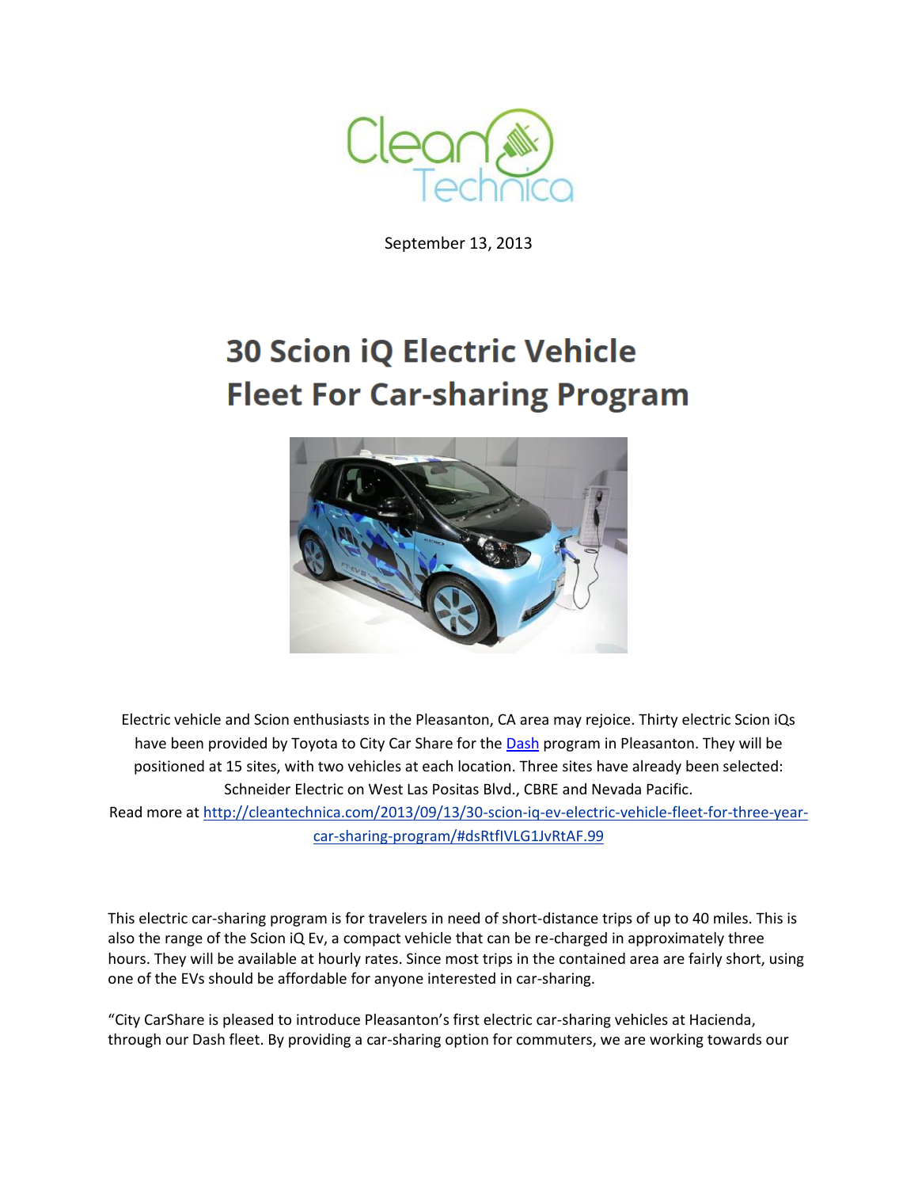September 13, 2013

# 30 Scion iQ Electric Vehicle Fleet For Car-sharing Program

Electric vehicle and Scion enthusiasts in the Pleasanton, CA area may rejoice. Thirty electric Scion iQs have been provided by Toyota to City Car Share for the Dash program in Pleasanton. They will be positioned at 15 sites, with two vehicles at each location. Three sites have already been selected: Schneider Electric on West Las Positas Blvd., CBRE and Nevada Pacific.
Read more at http://cleantechnica.com/2013/09/13/30-scion-iq-ev-electric-vehicle-fleet-for-three-year-car-sharing-program/#dsRtfIVLG1JvRtAF.99

This electric car-sharing program is for travelers in need of short-distance trips of up to 40 miles. This is also the range of the Scion iQ Ev, a compact vehicle that can be re-charged in approximately three hours. They will be available at hourly rates. Since most trips in the contained area are fairly short, using one of the EVs should be affordable for anyone interested in car-sharing.

"City CarShare is pleased to introduce Pleasanton's first electric car-sharing vehicles at Hacienda, through our Dash fleet. By providing a car-sharing option for commuters, we are working towards our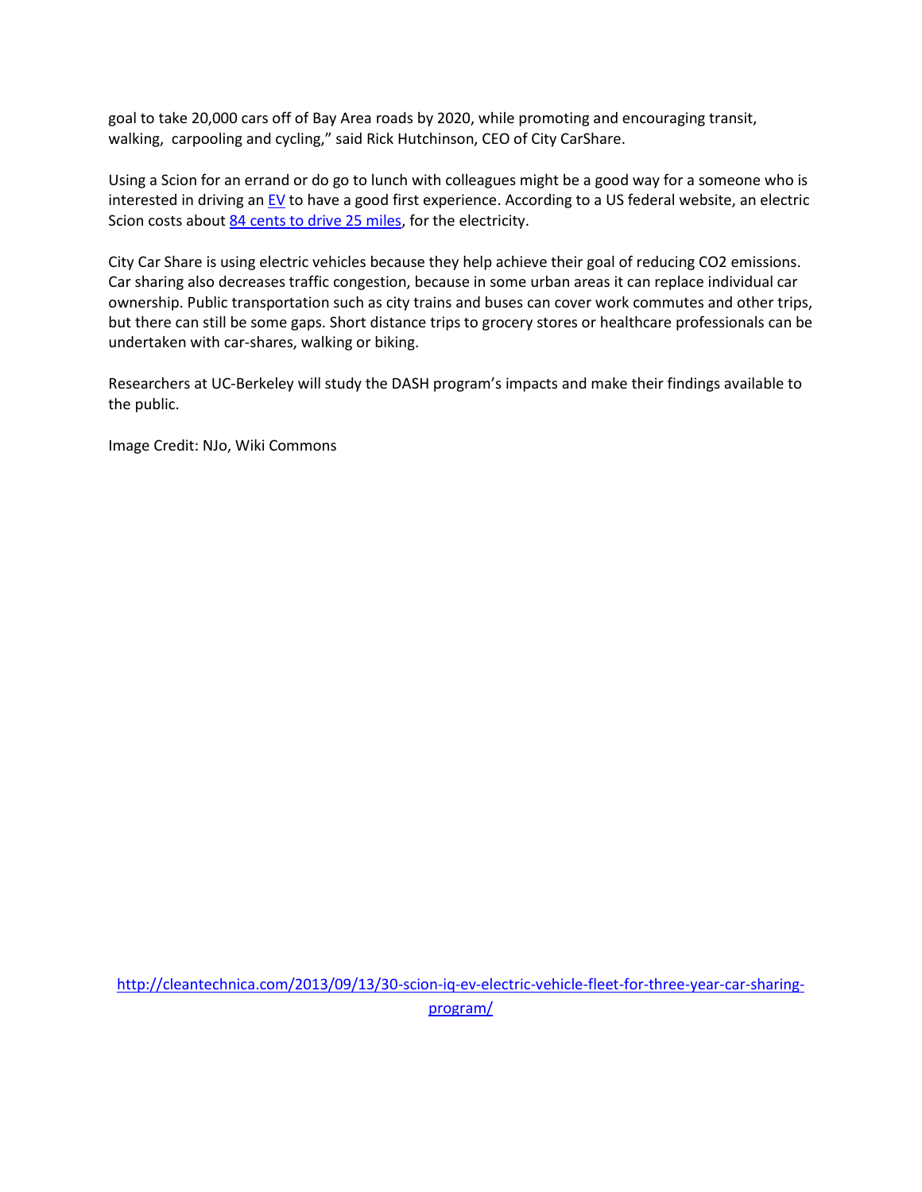goal to take 20,000 cars off of Bay Area roads by 2020, while promoting and encouraging transit, walking,  carpooling and cycling," said Rick Hutchinson, CEO of City CarShare.

Using a Scion for an errand or do go to lunch with colleagues might be a good way for a someone who is interested in driving an EV to have a good first experience. According to a US federal website, an electric Scion costs about 84 cents to drive 25 miles, for the electricity.

City Car Share is using electric vehicles because they help achieve their goal of reducing CO2 emissions. Car sharing also decreases traffic congestion, because in some urban areas it can replace individual car ownership. Public transportation such as city trains and buses can cover work commutes and other trips, but there can still be some gaps. Short distance trips to grocery stores or healthcare professionals can be undertaken with car-shares, walking or biking.

Researchers at UC-Berkeley will study the DASH program's impacts and make their findings available to the public.

Image Credit: NJo, Wiki Commons

http://cleantechnica.com/2013/09/13/30-scion-iq-ev-electric-vehicle-fleet-for-three-year-car-sharing-program/